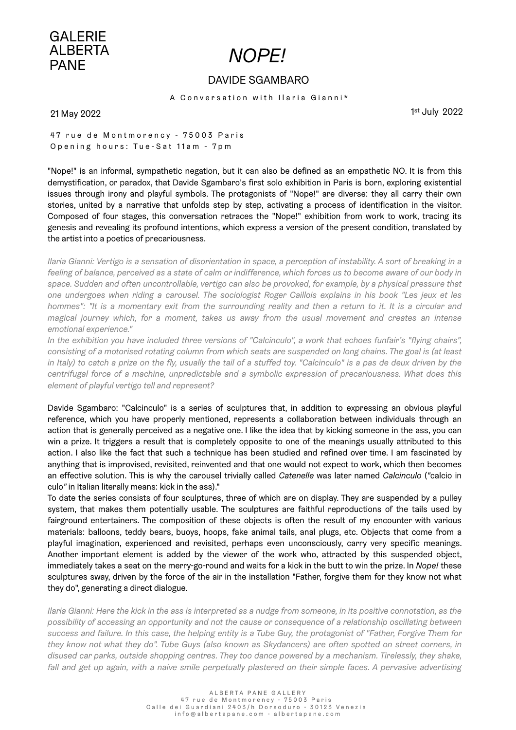GALERIE ALBERTA PANE

# *NOPE!*

## DAVIDE SGAMBARO

A Conversation with Ilaria Gianni*

21 May 2022 — 1st July 2022

47 rue de Montmorency - 75003 Paris
Opening hours: Tue-Sat 11am - 7pm

"Nope!" is an informal, sympathetic negation, but it can also be defined as an empathetic NO. It is from this demystification, or paradox, that Davide Sgambaro's first solo exhibition in Paris is born, exploring existential issues through irony and playful symbols. The protagonists of "Nope!" are diverse: they all carry their own stories, united by a narrative that unfolds step by step, activating a process of identification in the visitor. Composed of four stages, this conversation retraces the "Nope!" exhibition from work to work, tracing its genesis and revealing its profound intentions, which express a version of the present condition, translated by the artist into a poetics of precariousness.

*Ilaria Gianni: Vertigo is a sensation of disorientation in space, a perception of instability. A sort of breaking in a feeling of balance, perceived as a state of calm or indifference, which forces us to become aware of our body in space. Sudden and often uncontrollable, vertigo can also be provoked, for example, by a physical pressure that one undergoes when riding a carousel. The sociologist Roger Caillois explains in his book "Les jeux et les hommes": "It is a momentary exit from the surrounding reality and then a return to it. It is a circular and magical journey which, for a moment, takes us away from the usual movement and creates an intense emotional experience."*
*In the exhibition you have included three versions of "Calcinculo", a work that echoes funfair's "flying chairs", consisting of a motorised rotating column from which seats are suspended on long chains. The goal is (at least in Italy) to catch a prize on the fly, usually the tail of a stuffed toy. "Calcinculo" is a pas de deux driven by the centrifugal force of a machine, unpredictable and a symbolic expression of precariousness. What does this element of playful vertigo tell and represent?*

Davide Sgambaro: "Calcinculo" is a series of sculptures that, in addition to expressing an obvious playful reference, which you have properly mentioned, represents a collaboration between individuals through an action that is generally perceived as a negative one. I like the idea that by kicking someone in the ass, you can win a prize. It triggers a result that is completely opposite to one of the meanings usually attributed to this action. I also like the fact that such a technique has been studied and refined over time. I am fascinated by anything that is improvised, revisited, reinvented and that one would not expect to work, which then becomes an effective solution. This is why the carousel trivially called *Catenelle* was later named *Calcinculo* (*"*calcio in culo*"* in Italian literally means: kick in the ass)."
To date the series consists of four sculptures, three of which are on display. They are suspended by a pulley system, that makes them potentially usable. The sculptures are faithful reproductions of the tails used by fairground entertainers. The composition of these objects is often the result of my encounter with various materials: balloons, teddy bears, buoys, hoops, fake animal tails, anal plugs, etc. Objects that come from a playful imagination, experienced and revisited, perhaps even unconsciously, carry very specific meanings. Another important element is added by the viewer of the work who, attracted by this suspended object, immediately takes a seat on the merry-go-round and waits for a kick in the butt to win the prize. In *Nope!* these sculptures sway, driven by the force of the air in the installation "Father, forgive them for they know not what they do", generating a direct dialogue.

*Ilaria Gianni: Here the kick in the ass is interpreted as a nudge from someone, in its positive connotation, as the possibility of accessing an opportunity and not the cause or consequence of a relationship oscillating between success and failure. In this case, the helping entity is a Tube Guy, the protagonist of "Father, Forgive Them for they know not what they do". Tube Guys (also known as Skydancers) are often spotted on street corners, in disused car parks, outside shopping centres. They too dance powered by a mechanism. Tirelessly, they shake, fall and get up again, with a naive smile perpetually plastered on their simple faces. A pervasive advertising*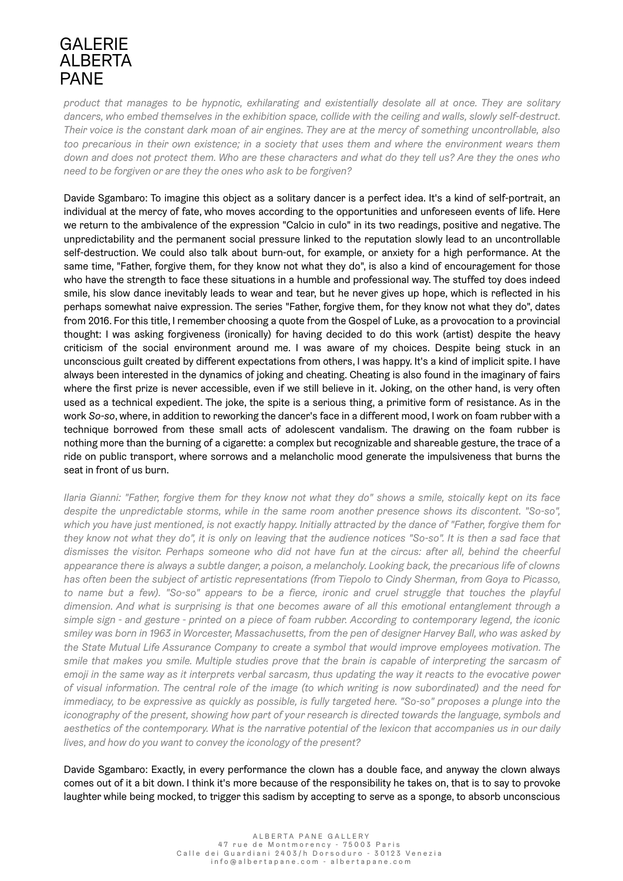*product that manages to be hypnotic, exhilarating and existentially desolate all at once. They are solitary dancers, who embed themselves in the exhibition space, collide with the ceiling and walls, slowly self-destruct. Their voice is the constant dark moan of air engines. They are at the mercy of something uncontrollable, also too precarious in their own existence; in a society that uses them and where the environment wears them down and does not protect them. Who are these characters and what do they tell us? Are they the ones who need to be forgiven or are they the ones who ask to be forgiven?*

Davide Sgambaro: To imagine this object as a solitary dancer is a perfect idea. It's a kind of self-portrait, an individual at the mercy of fate, who moves according to the opportunities and unforeseen events of life. Here we return to the ambivalence of the expression "Calcio in culo" in its two readings, positive and negative. The unpredictability and the permanent social pressure linked to the reputation slowly lead to an uncontrollable self-destruction. We could also talk about burn-out, for example, or anxiety for a high performance. At the same time, "Father, forgive them, for they know not what they do", is also a kind of encouragement for those who have the strength to face these situations in a humble and professional way. The stuffed toy does indeed smile, his slow dance inevitably leads to wear and tear, but he never gives up hope, which is reflected in his perhaps somewhat naive expression. The series "Father, forgive them, for they know not what they do", dates from 2016. For this title, I remember choosing a quote from the Gospel of Luke, as a provocation to a provincial thought: I was asking forgiveness (ironically) for having decided to do this work (artist) despite the heavy criticism of the social environment around me. I was aware of my choices. Despite being stuck in an unconscious guilt created by different expectations from others, I was happy. It's a kind of implicit spite. I have always been interested in the dynamics of joking and cheating. Cheating is also found in the imaginary of fairs where the first prize is never accessible, even if we still believe in it. Joking, on the other hand, is very often used as a technical expedient. The joke, the spite is a serious thing, a primitive form of resistance. As in the work *So-so*, where, in addition to reworking the dancer's face in a different mood, I work on foam rubber with a technique borrowed from these small acts of adolescent vandalism. The drawing on the foam rubber is nothing more than the burning of a cigarette: a complex but recognizable and shareable gesture, the trace of a ride on public transport, where sorrows and a melancholic mood generate the impulsiveness that burns the seat in front of us burn.

*Ilaria Gianni: "Father, forgive them for they know not what they do" shows a smile, stoically kept on its face despite the unpredictable storms, while in the same room another presence shows its discontent. "So-so", which you have just mentioned, is not exactly happy. Initially attracted by the dance of "Father, forgive them for they know not what they do", it is only on leaving that the audience notices "So-so". It is then a sad face that dismisses the visitor. Perhaps someone who did not have fun at the circus: after all, behind the cheerful appearance there is always a subtle danger, a poison, a melancholy. Looking back, the precarious life of clowns has often been the subject of artistic representations (from Tiepolo to Cindy Sherman, from Goya to Picasso, to name but a few). "So-so" appears to be a fierce, ironic and cruel struggle that touches the playful dimension. And what is surprising is that one becomes aware of all this emotional entanglement through a simple sign - and gesture - printed on a piece of foam rubber. According to contemporary legend, the iconic smiley was born in 1963 in Worcester, Massachusetts, from the pen of designer Harvey Ball, who was asked by the State Mutual Life Assurance Company to create a symbol that would improve employees motivation. The smile that makes you smile. Multiple studies prove that the brain is capable of interpreting the sarcasm of emoji in the same way as it interprets verbal sarcasm, thus updating the way it reacts to the evocative power of visual information. The central role of the image (to which writing is now subordinated) and the need for immediacy, to be expressive as quickly as possible, is fully targeted here. "So-so" proposes a plunge into the iconography of the present, showing how part of your research is directed towards the language, symbols and aesthetics of the contemporary. What is the narrative potential of the lexicon that accompanies us in our daily lives, and how do you want to convey the iconology of the present?*

Davide Sgambaro: Exactly, in every performance the clown has a double face, and anyway the clown always comes out of it a bit down. I think it's more because of the responsibility he takes on, that is to say to provoke laughter while being mocked, to trigger this sadism by accepting to serve as a sponge, to absorb unconscious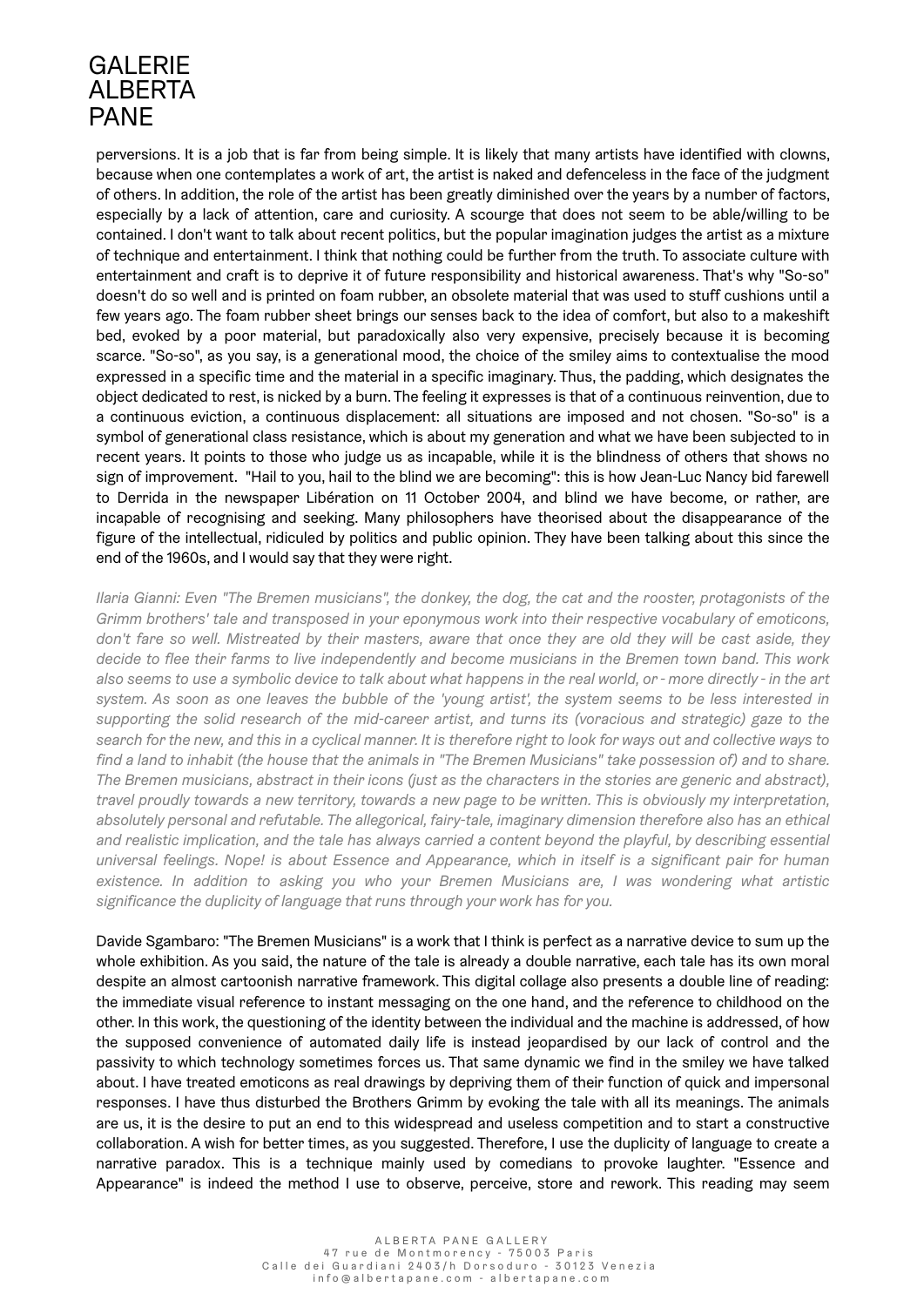perversions. It is a job that is far from being simple. It is likely that many artists have identified with clowns, because when one contemplates a work of art, the artist is naked and defenceless in the face of the judgment of others. In addition, the role of the artist has been greatly diminished over the years by a number of factors, especially by a lack of attention, care and curiosity. A scourge that does not seem to be able/willing to be contained. I don't want to talk about recent politics, but the popular imagination judges the artist as a mixture of technique and entertainment. I think that nothing could be further from the truth. To associate culture with entertainment and craft is to deprive it of future responsibility and historical awareness. That's why "So-so" doesn't do so well and is printed on foam rubber, an obsolete material that was used to stuff cushions until a few years ago. The foam rubber sheet brings our senses back to the idea of comfort, but also to a makeshift bed, evoked by a poor material, but paradoxically also very expensive, precisely because it is becoming scarce. "So-so", as you say, is a generational mood, the choice of the smiley aims to contextualise the mood expressed in a specific time and the material in a specific imaginary. Thus, the padding, which designates the object dedicated to rest, is nicked by a burn. The feeling it expresses is that of a continuous reinvention, due to a continuous eviction, a continuous displacement: all situations are imposed and not chosen. "So-so" is a symbol of generational class resistance, which is about my generation and what we have been subjected to in recent years. It points to those who judge us as incapable, while it is the blindness of others that shows no sign of improvement. "Hail to you, hail to the blind we are becoming": this is how Jean-Luc Nancy bid farewell to Derrida in the newspaper Libération on 11 October 2004, and blind we have become, or rather, are incapable of recognising and seeking. Many philosophers have theorised about the disappearance of the figure of the intellectual, ridiculed by politics and public opinion. They have been talking about this since the end of the 1960s, and I would say that they were right.

*Ilaria Gianni: Even "The Bremen musicians", the donkey, the dog, the cat and the rooster, protagonists of the Grimm brothers' tale and transposed in your eponymous work into their respective vocabulary of emoticons, don't fare so well. Mistreated by their masters, aware that once they are old they will be cast aside, they decide to flee their farms to live independently and become musicians in the Bremen town band. This work also seems to use a symbolic device to talk about what happens in the real world, or - more directly - in the art system. As soon as one leaves the bubble of the 'young artist', the system seems to be less interested in supporting the solid research of the mid-career artist, and turns its (voracious and strategic) gaze to the search for the new, and this in a cyclical manner. It is therefore right to look for ways out and collective ways to find a land to inhabit (the house that the animals in "The Bremen Musicians" take possession of) and to share. The Bremen musicians, abstract in their icons (just as the characters in the stories are generic and abstract), travel proudly towards a new territory, towards a new page to be written. This is obviously my interpretation, absolutely personal and refutable. The allegorical, fairy-tale, imaginary dimension therefore also has an ethical and realistic implication, and the tale has always carried a content beyond the playful, by describing essential universal feelings. Nope! is about Essence and Appearance, which in itself is a significant pair for human existence. In addition to asking you who your Bremen Musicians are, I was wondering what artistic significance the duplicity of language that runs through your work has for you.*

Davide Sgambaro: "The Bremen Musicians" is a work that I think is perfect as a narrative device to sum up the whole exhibition. As you said, the nature of the tale is already a double narrative, each tale has its own moral despite an almost cartoonish narrative framework. This digital collage also presents a double line of reading: the immediate visual reference to instant messaging on the one hand, and the reference to childhood on the other. In this work, the questioning of the identity between the individual and the machine is addressed, of how the supposed convenience of automated daily life is instead jeopardised by our lack of control and the passivity to which technology sometimes forces us. That same dynamic we find in the smiley we have talked about. I have treated emoticons as real drawings by depriving them of their function of quick and impersonal responses. I have thus disturbed the Brothers Grimm by evoking the tale with all its meanings. The animals are us, it is the desire to put an end to this widespread and useless competition and to start a constructive collaboration. A wish for better times, as you suggested. Therefore, I use the duplicity of language to create a narrative paradox. This is a technique mainly used by comedians to provoke laughter. "Essence and Appearance" is indeed the method I use to observe, perceive, store and rework. This reading may seem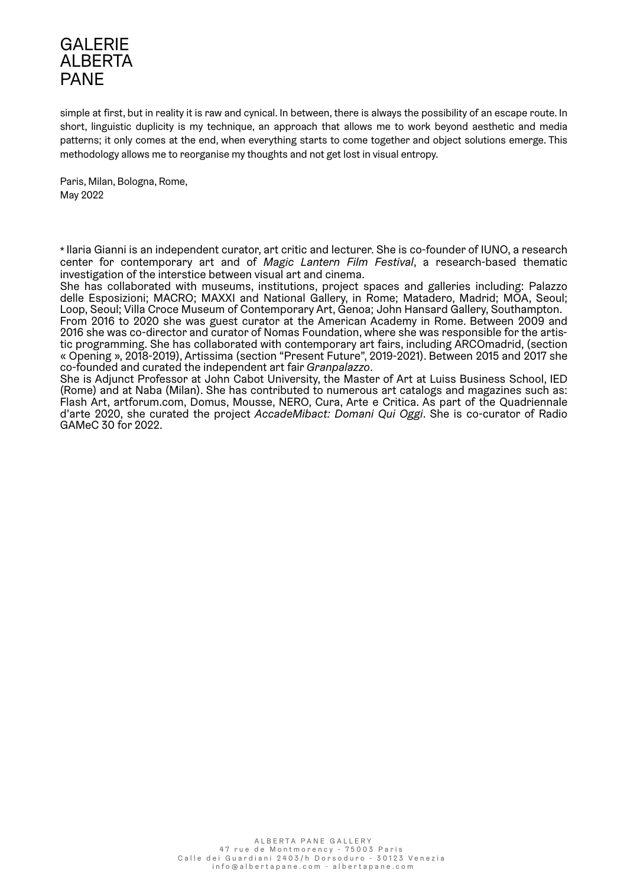simple at first, but in reality it is raw and cynical. In between, there is always the possibility of an escape route. In short, linguistic duplicity is my technique, an approach that allows me to work beyond aesthetic and media patterns; it only comes at the end, when everything starts to come together and object solutions emerge. This methodology allows me to reorganise my thoughts and not get lost in visual entropy.

Paris, Milan, Bologna, Rome,
May 2022

* Ilaria Gianni is an independent curator, art critic and lecturer. She is co-founder of IUNO, a research center for contemporary art and of *Magic Lantern Film Festival*, a research-based thematic investigation of the interstice between visual art and cinema.
She has collaborated with museums, institutions, project spaces and galleries including: Palazzo delle Esposizioni; MACRO; MAXXI and National Gallery, in Rome; Matadero, Madrid; MOA, Seoul; Loop, Seoul; Villa Croce Museum of Contemporary Art, Genoa; John Hansard Gallery, Southampton.
From 2016 to 2020 she was guest curator at the American Academy in Rome. Between 2009 and 2016 she was co-director and curator of Nomas Foundation, where she was responsible for the artistic programming. She has collaborated with contemporary art fairs, including ARCOmadrid, (section « Opening », 2018-2019), Artissima (section "Present Future", 2019-2021). Between 2015 and 2017 she co-founded and curated the independent art fair *Granpalazzo*.
She is Adjunct Professor at John Cabot University, the Master of Art at Luiss Business School, IED (Rome) and at Naba (Milan). She has contributed to numerous art catalogs and magazines such as: Flash Art, artforum.com, Domus, Mousse, NERO, Cura, Arte e Critica. As part of the Quadriennale d'arte 2020, she curated the project *AccadeMibact: Domani Qui Oggi*. She is co-curator of Radio GAMeC 30 for 2022.